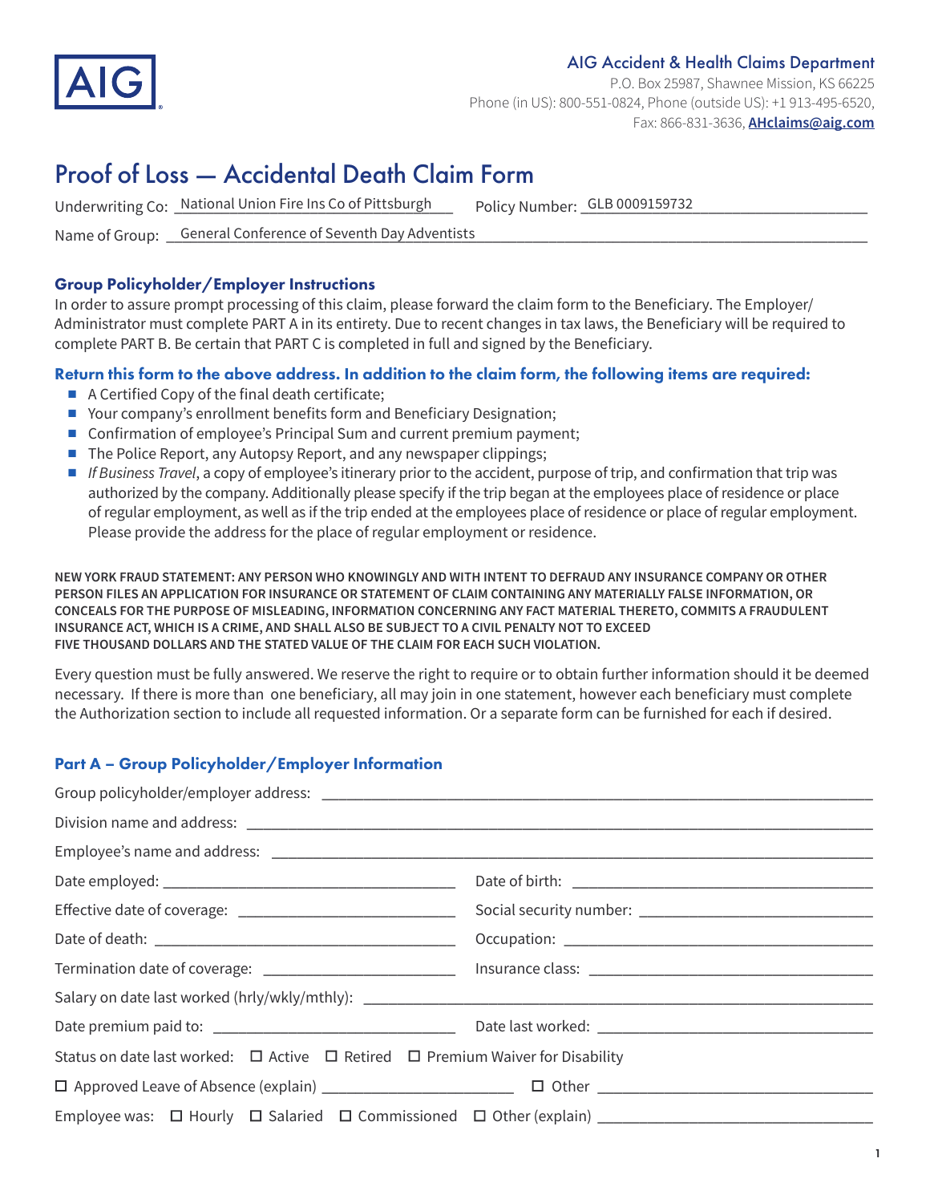AIG

**AIG Accident & Health Claims Department**
P.O. Box 25987, Shawnee Mission, KS 66225
Phone (in US): 800-551-0824, Phone (outside US): +1 913-495-6520,
Fax: 866-831-3636, **AHclaims@aig.com**

# Proof of Loss — Accidental Death Claim Form

Underwriting Co: National Union Fire Ins Co of Pittsburgh    Policy Number: GLB 0009159732

Name of Group: General Conference of Seventh Day Adventists

### Group Policyholder/Employer Instructions

In order to assure prompt processing of this claim, please forward the claim form to the Beneficiary. The Employer/Administrator must complete PART A in its entirety. Due to recent changes in tax laws, the Beneficiary will be required to complete PART B. Be certain that PART C is completed in full and signed by the Beneficiary.

**Return this form to the above address. In addition to the claim form, the following items are required:**

- A Certified Copy of the final death certificate;
- Your company's enrollment benefits form and Beneficiary Designation;
- Confirmation of employee's Principal Sum and current premium payment;
- The Police Report, any Autopsy Report, and any newspaper clippings;
- *If Business Travel*, a copy of employee's itinerary prior to the accident, purpose of trip, and confirmation that trip was authorized by the company. Additionally please specify if the trip began at the employees place of residence or place of regular employment, as well as if the trip ended at the employees place of residence or place of regular employment. Please provide the address for the place of regular employment or residence.

**NEW YORK FRAUD STATEMENT: ANY PERSON WHO KNOWINGLY AND WITH INTENT TO DEFRAUD ANY INSURANCE COMPANY OR OTHER PERSON FILES AN APPLICATION FOR INSURANCE OR STATEMENT OF CLAIM CONTAINING ANY MATERIALLY FALSE INFORMATION, OR CONCEALS FOR THE PURPOSE OF MISLEADING, INFORMATION CONCERNING ANY FACT MATERIAL THERETO, COMMITS A FRAUDULENT INSURANCE ACT, WHICH IS A CRIME, AND SHALL ALSO BE SUBJECT TO A CIVIL PENALTY NOT TO EXCEED FIVE THOUSAND DOLLARS AND THE STATED VALUE OF THE CLAIM FOR EACH SUCH VIOLATION.**

Every question must be fully answered. We reserve the right to require or to obtain further information should it be deemed necessary. If there is more than one beneficiary, all may join in one statement, however each beneficiary must complete the Authorization section to include all requested information. Or a separate form can be furnished for each if desired.

### Part A – Group Policyholder/Employer Information

Group policyholder/employer address: ______________________________

Division name and address: ______________________________

Employee's name and address: ______________________________

Date employed: ____________________    Date of birth: ____________________

Effective date of coverage: ____________________    Social security number: ____________________

Date of death: ____________________    Occupation: ____________________

Termination date of coverage: ____________________    Insurance class: ____________________

Salary on date last worked (hrly/wkly/mthly): ______________________________

Date premium paid to: ____________________    Date last worked: ____________________

Status on date last worked: ☐ Active ☐ Retired ☐ Premium Waiver for Disability

☐ Approved Leave of Absence (explain) ____________________ ☐ Other ____________________

Employee was: ☐ Hourly ☐ Salaried ☐ Commissioned ☐ Other (explain) ____________________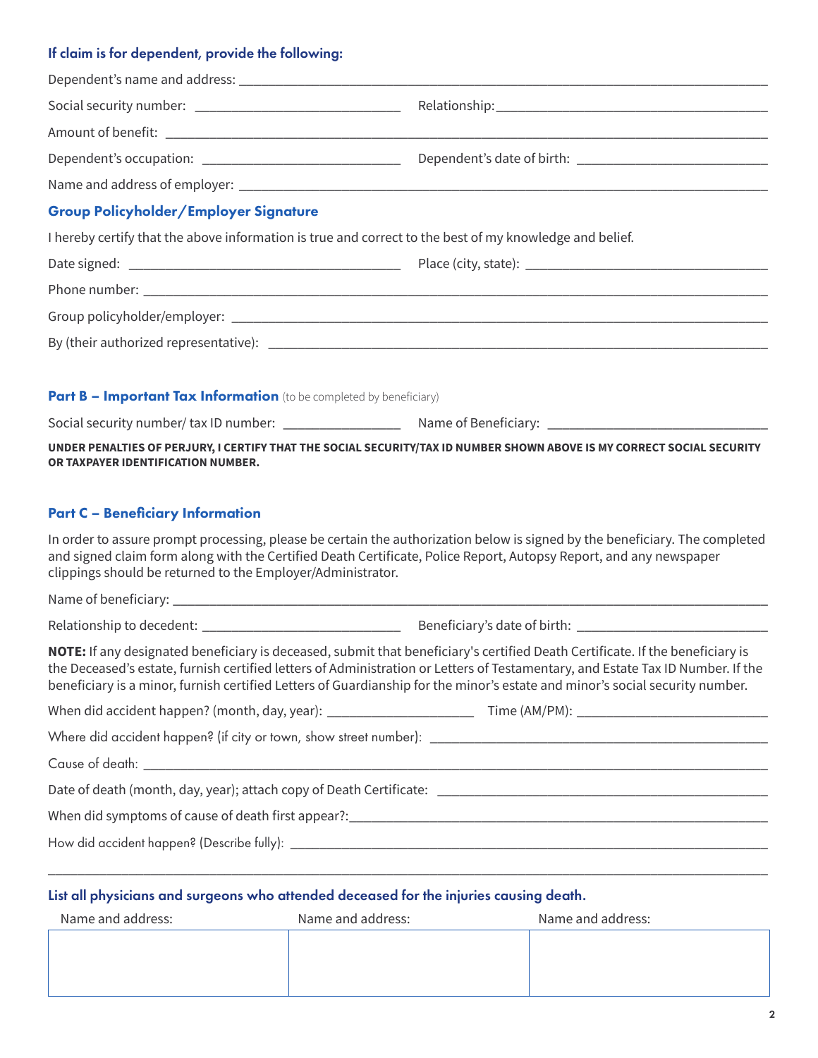### If claim is for dependent, provide the following:

Dependent's name and address: ____________________________________________________________

Social security number: ____________________________ Relationship: ____________________________

Amount of benefit: ____________________________________________________________

Dependent's occupation: ____________________________ Dependent's date of birth: ____________________________

Name and address of employer: ____________________________________________________________

### Group Policyholder/Employer Signature

I hereby certify that the above information is true and correct to the best of my knowledge and belief.

Date signed: ____________________________ Place (city, state): ____________________________

Phone number: ____________________________________________________________

Group policyholder/employer: ____________________________________________________________

By (their authorized representative): ____________________________________________________________

### Part B – Important Tax Information (to be completed by beneficiary)

Social security number/ tax ID number: ________________ Name of Beneficiary: ____________________________

**UNDER PENALTIES OF PERJURY, I CERTIFY THAT THE SOCIAL SECURITY/TAX ID NUMBER SHOWN ABOVE IS MY CORRECT SOCIAL SECURITY OR TAXPAYER IDENTIFICATION NUMBER.**

### Part C – Beneficiary Information

In order to assure prompt processing, please be certain the authorization below is signed by the beneficiary. The completed and signed claim form along with the Certified Death Certificate, Police Report, Autopsy Report, and any newspaper clippings should be returned to the Employer/Administrator.

Name of beneficiary: ____________________________________________________________

Relationship to decedent: ____________________________ Beneficiary's date of birth: ____________________________

**NOTE:** If any designated beneficiary is deceased, submit that beneficiary's certified Death Certificate. If the beneficiary is the Deceased's estate, furnish certified letters of Administration or Letters of Testamentary, and Estate Tax ID Number. If the beneficiary is a minor, furnish certified Letters of Guardianship for the minor's estate and minor's social security number.

When did accident happen? (month, day, year): ____________________ Time (AM/PM): ____________________________

Where did accident happen? (if city or town, show street number): ____________________________________________________________

Cause of death: ____________________________________________________________

Date of death (month, day, year); attach copy of Death Certificate: ____________________________________________________________

When did symptoms of cause of death first appear?: ____________________________________________________________

How did accident happen? (Describe fully): ____________________________________________________________

____________________________________________________________

### List all physicians and surgeons who attended deceased for the injuries causing death.

| Name and address: | Name and address: | Name and address: |
|---|---|---|
| | | |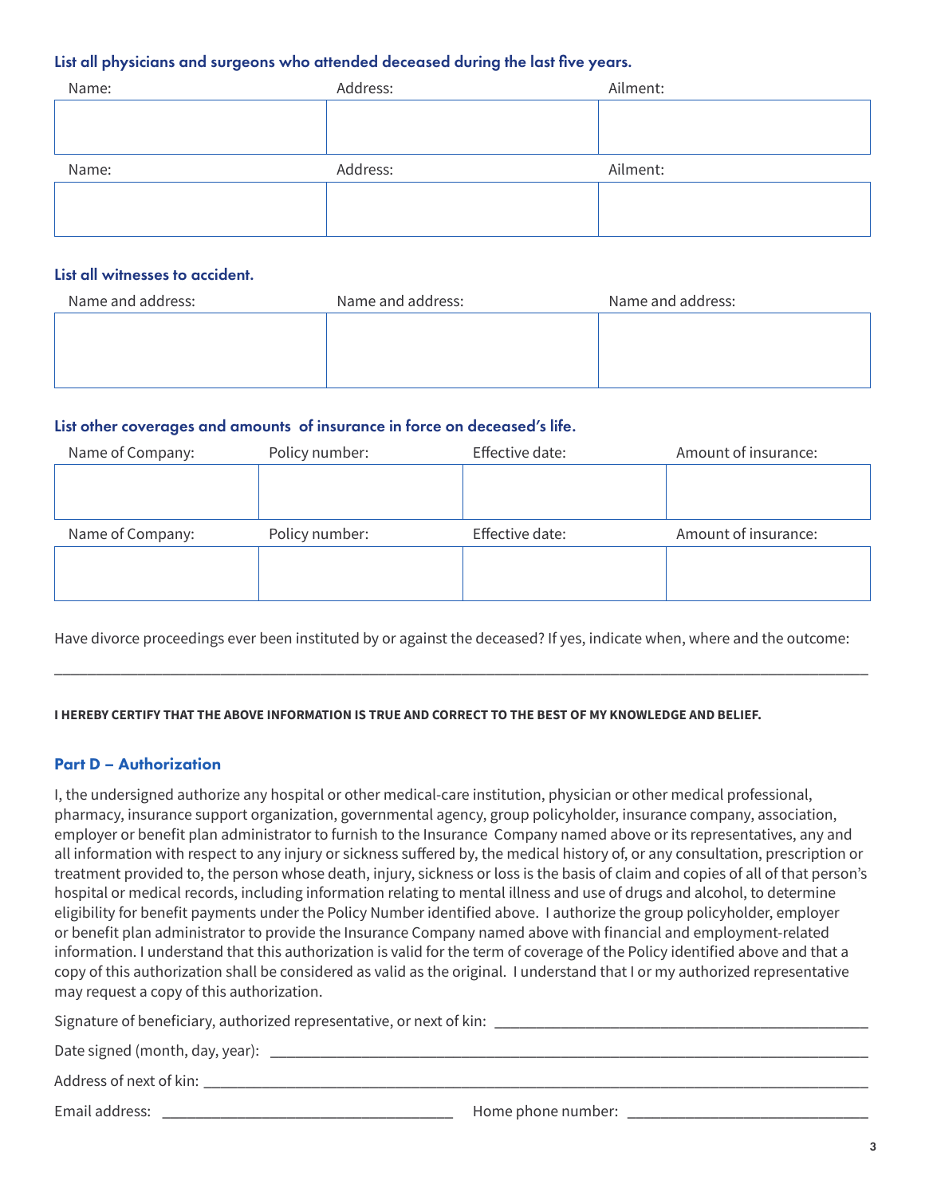### List all physicians and surgeons who attended deceased during the last five years.

| Name: | Address: | Ailment: |
|---|---|---|
| | | |

| Name: | Address: | Ailment: |
|---|---|---|
| | | |

### List all witnesses to accident.

| Name and address: | Name and address: | Name and address: |
|---|---|---|
| | | |

### List other coverages and amounts of insurance in force on deceased's life.

| Name of Company: | Policy number: | Effective date: | Amount of insurance: |
|---|---|---|---|
| | | | |

| Name of Company: | Policy number: | Effective date: | Amount of insurance: |
|---|---|---|---|
| | | | |

Have divorce proceedings ever been instituted by or against the deceased? If yes, indicate when, where and the outcome:

______________________________________________________________________________________________

**I HEREBY CERTIFY THAT THE ABOVE INFORMATION IS TRUE AND CORRECT TO THE BEST OF MY KNOWLEDGE AND BELIEF.**

## Part D – Authorization

I, the undersigned authorize any hospital or other medical-care institution, physician or other medical professional, pharmacy, insurance support organization, governmental agency, group policyholder, insurance company, association, employer or benefit plan administrator to furnish to the Insurance Company named above or its representatives, any and all information with respect to any injury or sickness suffered by, the medical history of, or any consultation, prescription or treatment provided to, the person whose death, injury, sickness or loss is the basis of claim and copies of all of that person's hospital or medical records, including information relating to mental illness and use of drugs and alcohol, to determine eligibility for benefit payments under the Policy Number identified above. I authorize the group policyholder, employer or benefit plan administrator to provide the Insurance Company named above with financial and employment-related information. I understand that this authorization is valid for the term of coverage of the Policy identified above and that a copy of this authorization shall be considered as valid as the original. I understand that I or my authorized representative may request a copy of this authorization.

Signature of beneficiary, authorized representative, or next of kin: ______________________________

Date signed (month, day, year): ______________________________

Address of next of kin: ______________________________

Email address: ______________________________ Home phone number: ______________________________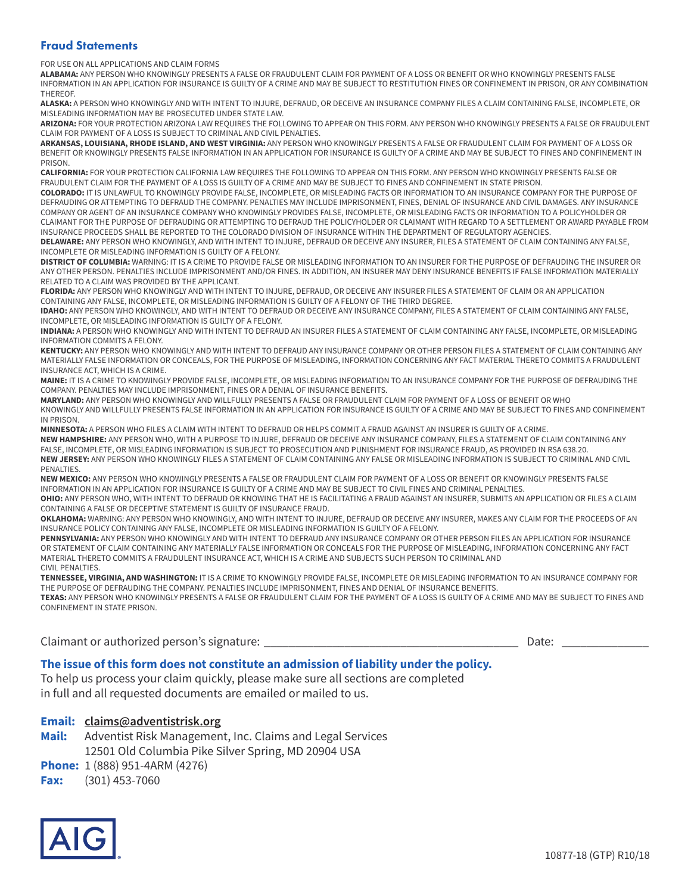## Fraud Statements

FOR USE ON ALL APPLICATIONS AND CLAIM FORMS

**ALABAMA:** ANY PERSON WHO KNOWINGLY PRESENTS A FALSE OR FRAUDULENT CLAIM FOR PAYMENT OF A LOSS OR BENEFIT OR WHO KNOWINGLY PRESENTS FALSE INFORMATION IN AN APPLICATION FOR INSURANCE IS GUILTY OF A CRIME AND MAY BE SUBJECT TO RESTITUTION FINES OR CONFINEMENT IN PRISON, OR ANY COMBINATION THEREOF.

**ALASKA:** A PERSON WHO KNOWINGLY AND WITH INTENT TO INJURE, DEFRAUD, OR DECEIVE AN INSURANCE COMPANY FILES A CLAIM CONTAINING FALSE, INCOMPLETE, OR MISLEADING INFORMATION MAY BE PROSECUTED UNDER STATE LAW.

**ARIZONA:** FOR YOUR PROTECTION ARIZONA LAW REQUIRES THE FOLLOWING TO APPEAR ON THIS FORM. ANY PERSON WHO KNOWINGLY PRESENTS A FALSE OR FRAUDULENT CLAIM FOR PAYMENT OF A LOSS IS SUBJECT TO CRIMINAL AND CIVIL PENALTIES.

**ARKANSAS, LOUISIANA, RHODE ISLAND, AND WEST VIRGINIA:** ANY PERSON WHO KNOWINGLY PRESENTS A FALSE OR FRAUDULENT CLAIM FOR PAYMENT OF A LOSS OR BENEFIT OR KNOWINGLY PRESENTS FALSE INFORMATION IN AN APPLICATION FOR INSURANCE IS GUILTY OF A CRIME AND MAY BE SUBJECT TO FINES AND CONFINEMENT IN PRISON.

**CALIFORNIA:** FOR YOUR PROTECTION CALIFORNIA LAW REQUIRES THE FOLLOWING TO APPEAR ON THIS FORM. ANY PERSON WHO KNOWINGLY PRESENTS FALSE OR FRAUDULENT CLAIM FOR THE PAYMENT OF A LOSS IS GUILTY OF A CRIME AND MAY BE SUBJECT TO FINES AND CONFINEMENT IN STATE PRISON.

**COLORADO:** IT IS UNLAWFUL TO KNOWINGLY PROVIDE FALSE, INCOMPLETE, OR MISLEADING FACTS OR INFORMATION TO AN INSURANCE COMPANY FOR THE PURPOSE OF DEFRAUDING OR ATTEMPTING TO DEFRAUD THE COMPANY. PENALTIES MAY INCLUDE IMPRISONMENT, FINES, DENIAL OF INSURANCE AND CIVIL DAMAGES. ANY INSURANCE COMPANY OR AGENT OF AN INSURANCE COMPANY WHO KNOWINGLY PROVIDES FALSE, INCOMPLETE, OR MISLEADING FACTS OR INFORMATION TO A POLICYHOLDER OR CLAIMANT FOR THE PURPOSE OF DEFRAUDING OR ATTEMPTING TO DEFRAUD THE POLICYHOLDER OR CLAIMANT WITH REGARD TO A SETTLEMENT OR AWARD PAYABLE FROM INSURANCE PROCEEDS SHALL BE REPORTED TO THE COLORADO DIVISION OF INSURANCE WITHIN THE DEPARTMENT OF REGULATORY AGENCIES.

**DELAWARE:** ANY PERSON WHO KNOWINGLY, AND WITH INTENT TO INJURE, DEFRAUD OR DECEIVE ANY INSURER, FILES A STATEMENT OF CLAIM CONTAINING ANY FALSE, INCOMPLETE OR MISLEADING INFORMATION IS GUILTY OF A FELONY.

**DISTRICT OF COLUMBIA:** WARNING: IT IS A CRIME TO PROVIDE FALSE OR MISLEADING INFORMATION TO AN INSURER FOR THE PURPOSE OF DEFRAUDING THE INSURER OR ANY OTHER PERSON. PENALTIES INCLUDE IMPRISONMENT AND/OR FINES. IN ADDITION, AN INSURER MAY DENY INSURANCE BENEFITS IF FALSE INFORMATION MATERIALLY RELATED TO A CLAIM WAS PROVIDED BY THE APPLICANT.

**FLORIDA:** ANY PERSON WHO KNOWINGLY AND WITH INTENT TO INJURE, DEFRAUD, OR DECEIVE ANY INSURER FILES A STATEMENT OF CLAIM OR AN APPLICATION CONTAINING ANY FALSE, INCOMPLETE, OR MISLEADING INFORMATION IS GUILTY OF A FELONY OF THE THIRD DEGREE.

**IDAHO:** ANY PERSON WHO KNOWINGLY, AND WITH INTENT TO DEFRAUD OR DECEIVE ANY INSURANCE COMPANY, FILES A STATEMENT OF CLAIM CONTAINING ANY FALSE, INCOMPLETE, OR MISLEADING INFORMATION IS GUILTY OF A FELONY.

**INDIANA:** A PERSON WHO KNOWINGLY AND WITH INTENT TO DEFRAUD AN INSURER FILES A STATEMENT OF CLAIM CONTAINING ANY FALSE, INCOMPLETE, OR MISLEADING INFORMATION COMMITS A FELONY.

**KENTUCKY:** ANY PERSON WHO KNOWINGLY AND WITH INTENT TO DEFRAUD ANY INSURANCE COMPANY OR OTHER PERSON FILES A STATEMENT OF CLAIM CONTAINING ANY MATERIALLY FALSE INFORMATION OR CONCEALS, FOR THE PURPOSE OF MISLEADING, INFORMATION CONCERNING ANY FACT MATERIAL THERETO COMMITS A FRAUDULENT INSURANCE ACT, WHICH IS A CRIME.

**MAINE:** IT IS A CRIME TO KNOWINGLY PROVIDE FALSE, INCOMPLETE, OR MISLEADING INFORMATION TO AN INSURANCE COMPANY FOR THE PURPOSE OF DEFRAUDING THE COMPANY. PENALTIES MAY INCLUDE IMPRISONMENT, FINES OR A DENIAL OF INSURANCE BENEFITS.

**MARYLAND:** ANY PERSON WHO KNOWINGLY AND WILLFULLY PRESENTS A FALSE OR FRAUDULENT CLAIM FOR PAYMENT OF A LOSS OF BENEFIT OR WHO KNOWINGLY AND WILLFULLY PRESENTS FALSE INFORMATION IN AN APPLICATION FOR INSURANCE IS GUILTY OF A CRIME AND MAY BE SUBJECT TO FINES AND CONFINEMENT IN PRISON.

**MINNESOTA:** A PERSON WHO FILES A CLAIM WITH INTENT TO DEFRAUD OR HELPS COMMIT A FRAUD AGAINST AN INSURER IS GUILTY OF A CRIME.

**NEW HAMPSHIRE:** ANY PERSON WHO, WITH A PURPOSE TO INJURE, DEFRAUD OR DECEIVE ANY INSURANCE COMPANY, FILES A STATEMENT OF CLAIM CONTAINING ANY FALSE, INCOMPLETE, OR MISLEADING INFORMATION IS SUBJECT TO PROSECUTION AND PUNISHMENT FOR INSURANCE FRAUD, AS PROVIDED IN RSA 638.20.

**NEW JERSEY:** ANY PERSON WHO KNOWINGLY FILES A STATEMENT OF CLAIM CONTAINING ANY FALSE OR MISLEADING INFORMATION IS SUBJECT TO CRIMINAL AND CIVIL PENALTIES.

**NEW MEXICO:** ANY PERSON WHO KNOWINGLY PRESENTS A FALSE OR FRAUDULENT CLAIM FOR PAYMENT OF A LOSS OR BENEFIT OR KNOWINGLY PRESENTS FALSE INFORMATION IN AN APPLICATION FOR INSURANCE IS GUILTY OF A CRIME AND MAY BE SUBJECT TO CIVIL FINES AND CRIMINAL PENALTIES.

**OHIO:** ANY PERSON WHO, WITH INTENT TO DEFRAUD OR KNOWING THAT HE IS FACILITATING A FRAUD AGAINST AN INSURER, SUBMITS AN APPLICATION OR FILES A CLAIM CONTAINING A FALSE OR DECEPTIVE STATEMENT IS GUILTY OF INSURANCE FRAUD.

**OKLAHOMA:** WARNING: ANY PERSON WHO KNOWINGLY, AND WITH INTENT TO INJURE, DEFRAUD OR DECEIVE ANY INSURER, MAKES ANY CLAIM FOR THE PROCEEDS OF AN INSURANCE POLICY CONTAINING ANY FALSE, INCOMPLETE OR MISLEADING INFORMATION IS GUILTY OF A FELONY.

**PENNSYLVANIA:** ANY PERSON WHO KNOWINGLY AND WITH INTENT TO DEFRAUD ANY INSURANCE COMPANY OR OTHER PERSON FILES AN APPLICATION FOR INSURANCE OR STATEMENT OF CLAIM CONTAINING ANY MATERIALLY FALSE INFORMATION OR CONCEALS FOR THE PURPOSE OF MISLEADING, INFORMATION CONCERNING ANY FACT MATERIAL THERETO COMMITS A FRAUDULENT INSURANCE ACT, WHICH IS A CRIME AND SUBJECTS SUCH PERSON TO CRIMINAL AND CIVIL PENALTIES.

**TENNESSEE, VIRGINIA, AND WASHINGTON:** IT IS A CRIME TO KNOWINGLY PROVIDE FALSE, INCOMPLETE OR MISLEADING INFORMATION TO AN INSURANCE COMPANY FOR THE PURPOSE OF DEFRAUDING THE COMPANY. PENALTIES INCLUDE IMPRISONMENT, FINES AND DENIAL OF INSURANCE BENEFITS.

**TEXAS:** ANY PERSON WHO KNOWINGLY PRESENTS A FALSE OR FRAUDULENT CLAIM FOR THE PAYMENT OF A LOSS IS GUILTY OF A CRIME AND MAY BE SUBJECT TO FINES AND CONFINEMENT IN STATE PRISON.

Claimant or authorized person's signature: ________________________________________ Date: ______________

**The issue of this form does not constitute an admission of liability under the policy.**

To help us process your claim quickly, please make sure all sections are completed in full and all requested documents are emailed or mailed to us.

**Email:** claims@adventistrisk.org

**Mail:** Adventist Risk Management, Inc. Claims and Legal Services
12501 Old Columbia Pike Silver Spring, MD 20904 USA

**Phone:** 1 (888) 951-4ARM (4276)

**Fax:** (301) 453-7060

AIG

10877-18 (GTP) R10/18